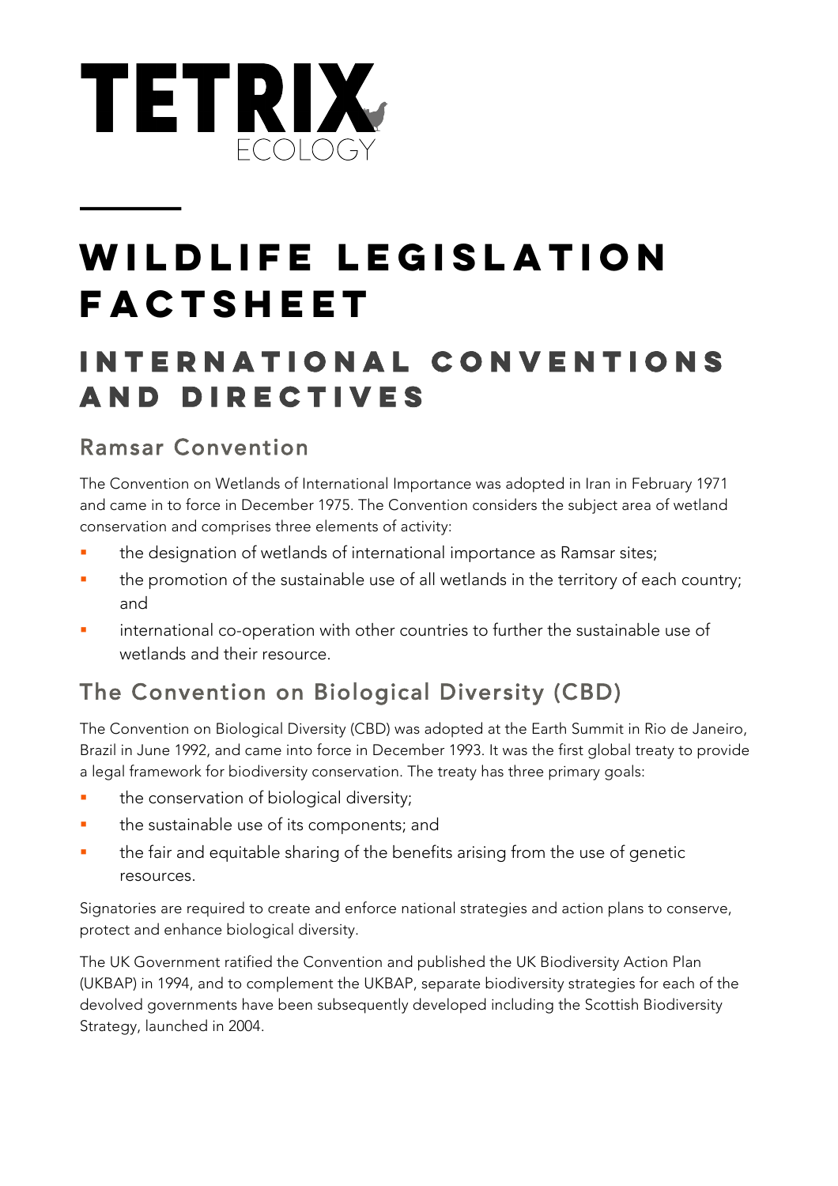TETRIX ECOLOGY

# WILDLIFE LEGISLATION FACTSHEET

## INTERNATIONAL CONVENTIONS AND DIRECTIVES

### Ramsar Convention

The Convention on Wetlands of International Importance was adopted in Iran in February 1971 and came in to force in December 1975. The Convention considers the subject area of wetland conservation and comprises three elements of activity:

- the designation of wetlands of international importance as Ramsar sites;
- the promotion of the sustainable use of all wetlands in the territory of each country; and
- international co-operation with other countries to further the sustainable use of wetlands and their resource.

### The Convention on Biological Diversity (CBD)

The Convention on Biological Diversity (CBD) was adopted at the Earth Summit in Rio de Janeiro, Brazil in June 1992, and came into force in December 1993. It was the first global treaty to provide a legal framework for biodiversity conservation. The treaty has three primary goals:

- the conservation of biological diversity;
- the sustainable use of its components; and
- the fair and equitable sharing of the benefits arising from the use of genetic resources.

Signatories are required to create and enforce national strategies and action plans to conserve, protect and enhance biological diversity.

The UK Government ratified the Convention and published the UK Biodiversity Action Plan (UKBAP) in 1994, and to complement the UKBAP, separate biodiversity strategies for each of the devolved governments have been subsequently developed including the Scottish Biodiversity Strategy, launched in 2004.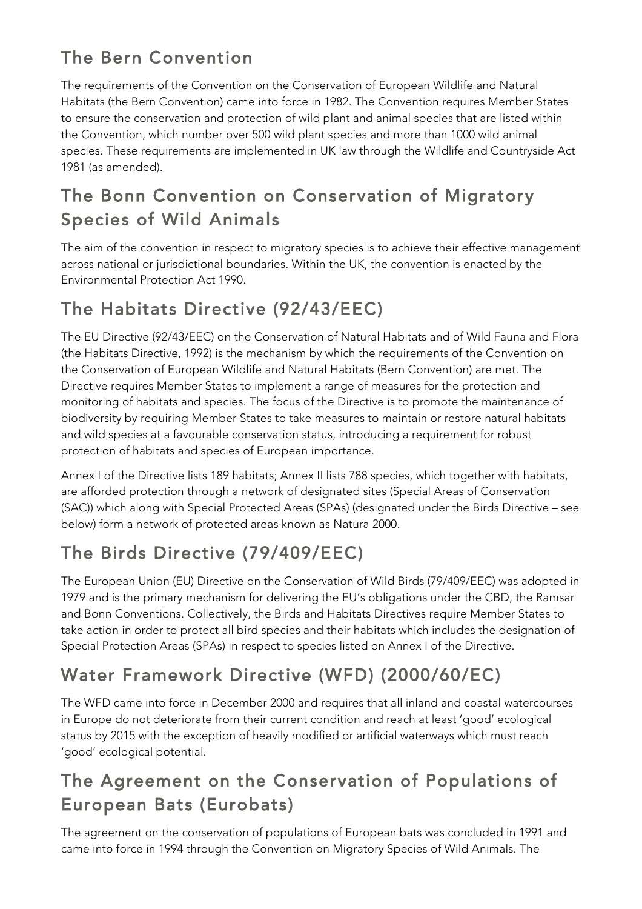## The Bern Convention

The requirements of the Convention on the Conservation of European Wildlife and Natural Habitats (the Bern Convention) came into force in 1982. The Convention requires Member States to ensure the conservation and protection of wild plant and animal species that are listed within the Convention, which number over 500 wild plant species and more than 1000 wild animal species. These requirements are implemented in UK law through the Wildlife and Countryside Act 1981 (as amended).

## The Bonn Convention on Conservation of Migratory Species of Wild Animals

The aim of the convention in respect to migratory species is to achieve their effective management across national or jurisdictional boundaries. Within the UK, the convention is enacted by the Environmental Protection Act 1990.

## The Habitats Directive (92/43/EEC)

The EU Directive (92/43/EEC) on the Conservation of Natural Habitats and of Wild Fauna and Flora (the Habitats Directive, 1992) is the mechanism by which the requirements of the Convention on the Conservation of European Wildlife and Natural Habitats (Bern Convention) are met. The Directive requires Member States to implement a range of measures for the protection and monitoring of habitats and species. The focus of the Directive is to promote the maintenance of biodiversity by requiring Member States to take measures to maintain or restore natural habitats and wild species at a favourable conservation status, introducing a requirement for robust protection of habitats and species of European importance.

Annex I of the Directive lists 189 habitats; Annex II lists 788 species, which together with habitats, are afforded protection through a network of designated sites (Special Areas of Conservation (SAC)) which along with Special Protected Areas (SPAs) (designated under the Birds Directive – see below) form a network of protected areas known as Natura 2000.

## The Birds Directive (79/409/EEC)

The European Union (EU) Directive on the Conservation of Wild Birds (79/409/EEC) was adopted in 1979 and is the primary mechanism for delivering the EU's obligations under the CBD, the Ramsar and Bonn Conventions. Collectively, the Birds and Habitats Directives require Member States to take action in order to protect all bird species and their habitats which includes the designation of Special Protection Areas (SPAs) in respect to species listed on Annex I of the Directive.

## Water Framework Directive (WFD) (2000/60/EC)

The WFD came into force in December 2000 and requires that all inland and coastal watercourses in Europe do not deteriorate from their current condition and reach at least 'good' ecological status by 2015 with the exception of heavily modified or artificial waterways which must reach 'good' ecological potential.

## The Agreement on the Conservation of Populations of European Bats (Eurobats)

The agreement on the conservation of populations of European bats was concluded in 1991 and came into force in 1994 through the Convention on Migratory Species of Wild Animals. The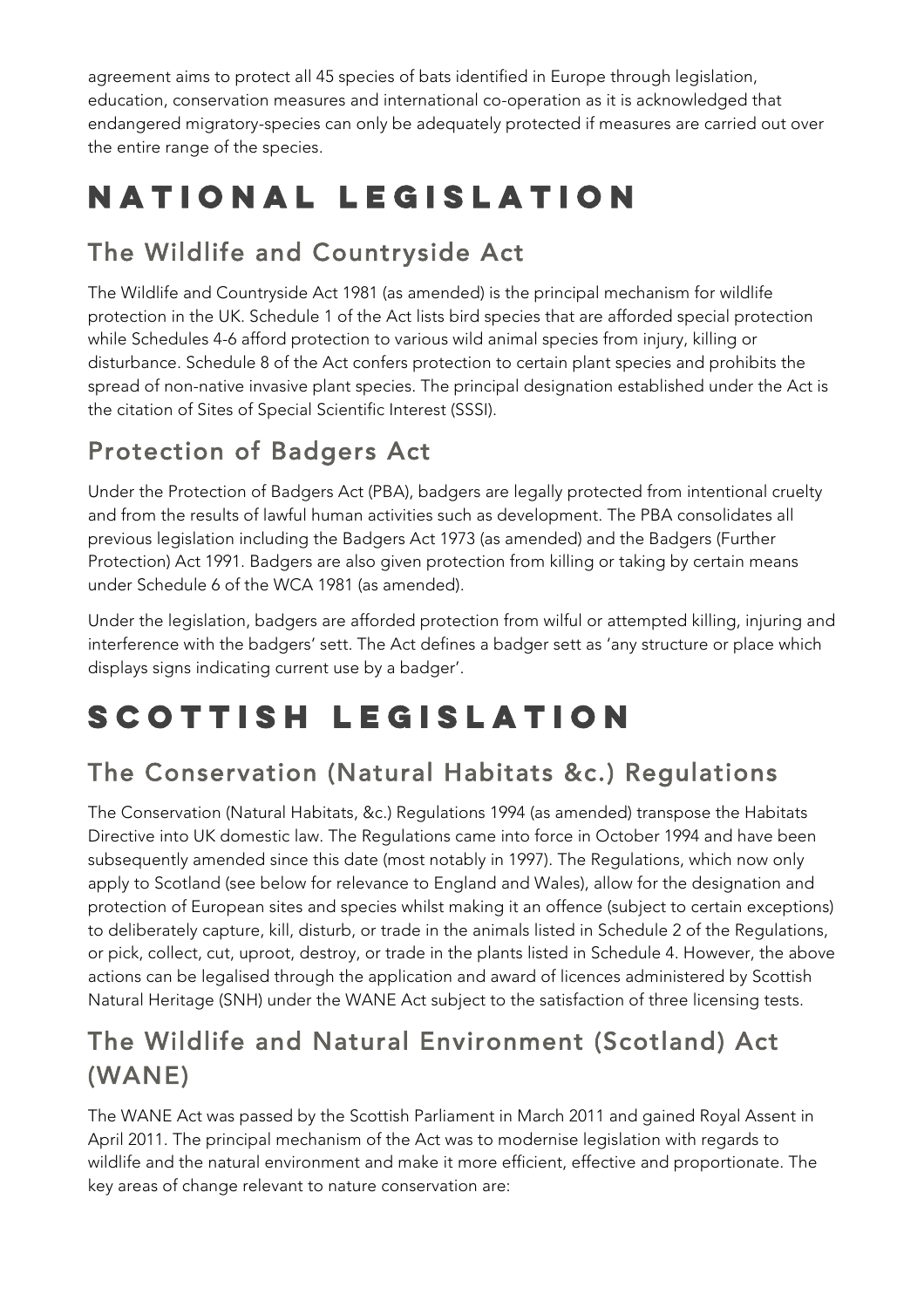agreement aims to protect all 45 species of bats identified in Europe through legislation, education, conservation measures and international co-operation as it is acknowledged that endangered migratory-species can only be adequately protected if measures are carried out over the entire range of the species.

# NATIONAL LEGISLATION

## The Wildlife and Countryside Act

The Wildlife and Countryside Act 1981 (as amended) is the principal mechanism for wildlife protection in the UK. Schedule 1 of the Act lists bird species that are afforded special protection while Schedules 4-6 afford protection to various wild animal species from injury, killing or disturbance. Schedule 8 of the Act confers protection to certain plant species and prohibits the spread of non-native invasive plant species. The principal designation established under the Act is the citation of Sites of Special Scientific Interest (SSSI).

## Protection of Badgers Act

Under the Protection of Badgers Act (PBA), badgers are legally protected from intentional cruelty and from the results of lawful human activities such as development. The PBA consolidates all previous legislation including the Badgers Act 1973 (as amended) and the Badgers (Further Protection) Act 1991. Badgers are also given protection from killing or taking by certain means under Schedule 6 of the WCA 1981 (as amended).

Under the legislation, badgers are afforded protection from wilful or attempted killing, injuring and interference with the badgers' sett. The Act defines a badger sett as 'any structure or place which displays signs indicating current use by a badger'.

# SCOTTISH LEGISLATION

## The Conservation (Natural Habitats &c.) Regulations

The Conservation (Natural Habitats, &c.) Regulations 1994 (as amended) transpose the Habitats Directive into UK domestic law. The Regulations came into force in October 1994 and have been subsequently amended since this date (most notably in 1997). The Regulations, which now only apply to Scotland (see below for relevance to England and Wales), allow for the designation and protection of European sites and species whilst making it an offence (subject to certain exceptions) to deliberately capture, kill, disturb, or trade in the animals listed in Schedule 2 of the Regulations, or pick, collect, cut, uproot, destroy, or trade in the plants listed in Schedule 4. However, the above actions can be legalised through the application and award of licences administered by Scottish Natural Heritage (SNH) under the WANE Act subject to the satisfaction of three licensing tests.

## The Wildlife and Natural Environment (Scotland) Act (WANE)

The WANE Act was passed by the Scottish Parliament in March 2011 and gained Royal Assent in April 2011. The principal mechanism of the Act was to modernise legislation with regards to wildlife and the natural environment and make it more efficient, effective and proportionate. The key areas of change relevant to nature conservation are: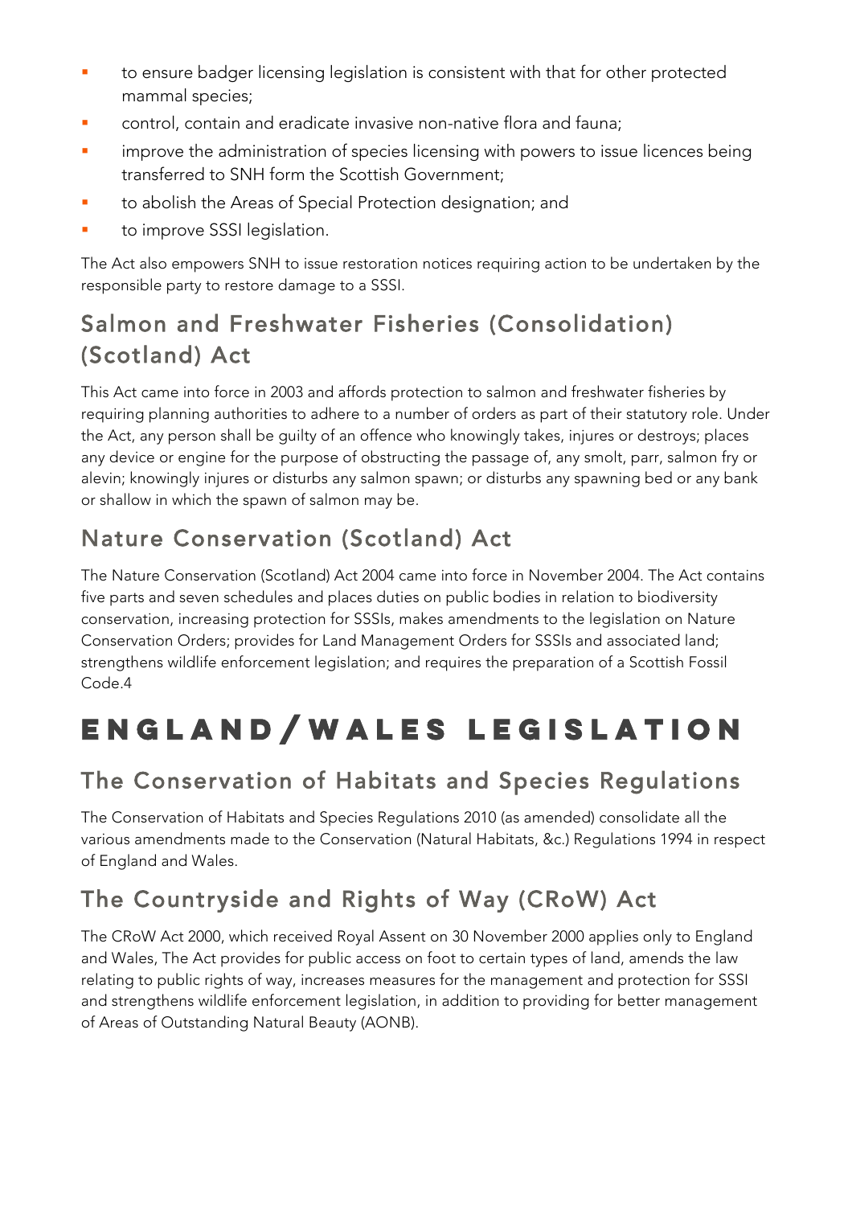- to ensure badger licensing legislation is consistent with that for other protected mammal species;
- control, contain and eradicate invasive non-native flora and fauna;
- improve the administration of species licensing with powers to issue licences being transferred to SNH form the Scottish Government;
- to abolish the Areas of Special Protection designation; and
- to improve SSSI legislation.

The Act also empowers SNH to issue restoration notices requiring action to be undertaken by the responsible party to restore damage to a SSSI.

## Salmon and Freshwater Fisheries (Consolidation) (Scotland) Act

This Act came into force in 2003 and affords protection to salmon and freshwater fisheries by requiring planning authorities to adhere to a number of orders as part of their statutory role. Under the Act, any person shall be guilty of an offence who knowingly takes, injures or destroys; places any device or engine for the purpose of obstructing the passage of, any smolt, parr, salmon fry or alevin; knowingly injures or disturbs any salmon spawn; or disturbs any spawning bed or any bank or shallow in which the spawn of salmon may be.

## Nature Conservation (Scotland) Act

The Nature Conservation (Scotland) Act 2004 came into force in November 2004. The Act contains five parts and seven schedules and places duties on public bodies in relation to biodiversity conservation, increasing protection for SSSIs, makes amendments to the legislation on Nature Conservation Orders; provides for Land Management Orders for SSSIs and associated land; strengthens wildlife enforcement legislation; and requires the preparation of a Scottish Fossil Code.4

# ENGLAND/WALES LEGISLATION

## The Conservation of Habitats and Species Regulations

The Conservation of Habitats and Species Regulations 2010 (as amended) consolidate all the various amendments made to the Conservation (Natural Habitats, &c.) Regulations 1994 in respect of England and Wales.

## The Countryside and Rights of Way (CRoW) Act

The CRoW Act 2000, which received Royal Assent on 30 November 2000 applies only to England and Wales, The Act provides for public access on foot to certain types of land, amends the law relating to public rights of way, increases measures for the management and protection for SSSI and strengthens wildlife enforcement legislation, in addition to providing for better management of Areas of Outstanding Natural Beauty (AONB).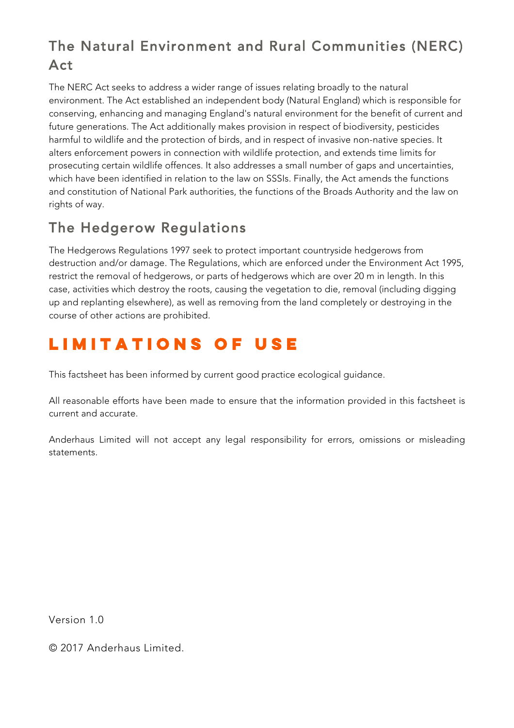## The Natural Environment and Rural Communities (NERC) Act

The NERC Act seeks to address a wider range of issues relating broadly to the natural environment. The Act established an independent body (Natural England) which is responsible for conserving, enhancing and managing England's natural environment for the benefit of current and future generations. The Act additionally makes provision in respect of biodiversity, pesticides harmful to wildlife and the protection of birds, and in respect of invasive non-native species. It alters enforcement powers in connection with wildlife protection, and extends time limits for prosecuting certain wildlife offences. It also addresses a small number of gaps and uncertainties, which have been identified in relation to the law on SSSIs. Finally, the Act amends the functions and constitution of National Park authorities, the functions of the Broads Authority and the law on rights of way.

## The Hedgerow Regulations

The Hedgerows Regulations 1997 seek to protect important countryside hedgerows from destruction and/or damage. The Regulations, which are enforced under the Environment Act 1995, restrict the removal of hedgerows, or parts of hedgerows which are over 20 m in length. In this case, activities which destroy the roots, causing the vegetation to die, removal (including digging up and replanting elsewhere), as well as removing from the land completely or destroying in the course of other actions are prohibited.

# LIMITATIONS OF USE

This factsheet has been informed by current good practice ecological guidance.

All reasonable efforts have been made to ensure that the information provided in this factsheet is current and accurate.

Anderhaus Limited will not accept any legal responsibility for errors, omissions or misleading statements.

Version 1.0

© 2017 Anderhaus Limited.